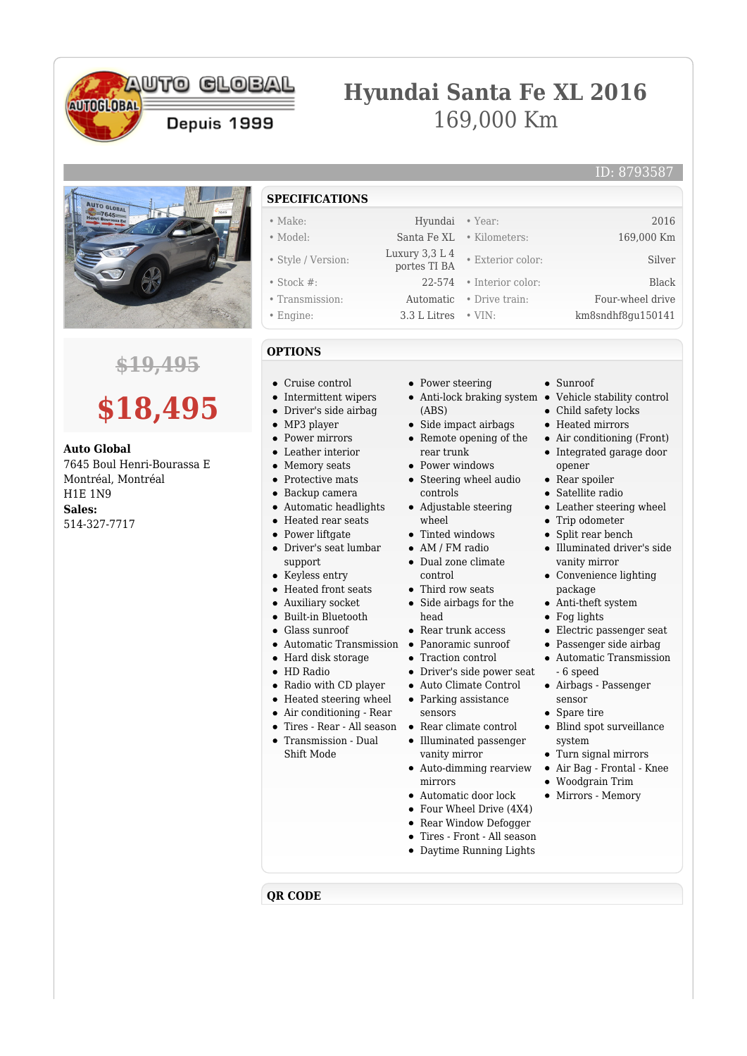# Hyundai Santa Fe XL 2016

169,000 Km

ID: 8793587

~~$19,495~~

**$18,495**

**Auto Global**
7645 Boul Henri-Bourassa E
Montréal, Montréal
H1E 1N9
**Sales:**
514-327-7717

## SPECIFICATIONS

| | | | |
|---|---|---|---|
| Make: | Hyundai | Year: | 2016 |
| Model: | Santa Fe XL | Kilometers: | 169,000 Km |
| Style / Version: | Luxury 3,3 L 4 portes TI BA | Exterior color: | Silver |
| Stock #: | 22-574 | Interior color: | Black |
| Transmission: | Automatic | Drive train: | Four-wheel drive |
| Engine: | 3.3 L Litres | VIN: | km8sndhf8gu150141 |

## OPTIONS

- Cruise control
- Intermittent wipers
- Driver's side airbag
- MP3 player
- Power mirrors
- Leather interior
- Memory seats
- Protective mats
- Backup camera
- Automatic headlights
- Heated rear seats
- Power liftgate
- Driver's seat lumbar support
- Keyless entry
- Heated front seats
- Auxiliary socket
- Built-in Bluetooth
- Glass sunroof
- Automatic Transmission
- Hard disk storage
- HD Radio
- Radio with CD player
- Heated steering wheel
- Air conditioning - Rear
- Tires - Rear - All season
- Transmission - Dual Shift Mode
- Power steering
- Anti-lock braking system (ABS)
- Side impact airbags
- Remote opening of the rear trunk
- Power windows
- Steering wheel audio controls
- Adjustable steering wheel
- Tinted windows
- AM / FM radio
- Dual zone climate control
- Third row seats
- Side airbags for the head
- Rear trunk access
- Panoramic sunroof
- Traction control
- Driver's side power seat
- Auto Climate Control
- Parking assistance sensors
- Rear climate control
- Illuminated passenger vanity mirror
- Auto-dimming rearview mirrors
- Automatic door lock
- Four Wheel Drive (4X4)
- Rear Window Defogger
- Tires - Front - All season
- Daytime Running Lights
- Sunroof
- Vehicle stability control
- Child safety locks
- Heated mirrors
- Air conditioning (Front)
- Integrated garage door opener
- Rear spoiler
- Satellite radio
- Leather steering wheel
- Trip odometer
- Split rear bench
- Illuminated driver's side vanity mirror
- Convenience lighting package
- Anti-theft system
- Fog lights
- Electric passenger seat
- Passenger side airbag
- Automatic Transmission - 6 speed
- Airbags - Passenger sensor
- Spare tire
- Blind spot surveillance system
- Turn signal mirrors
- Air Bag - Frontal - Knee
- Woodgrain Trim
- Mirrors - Memory

## QR CODE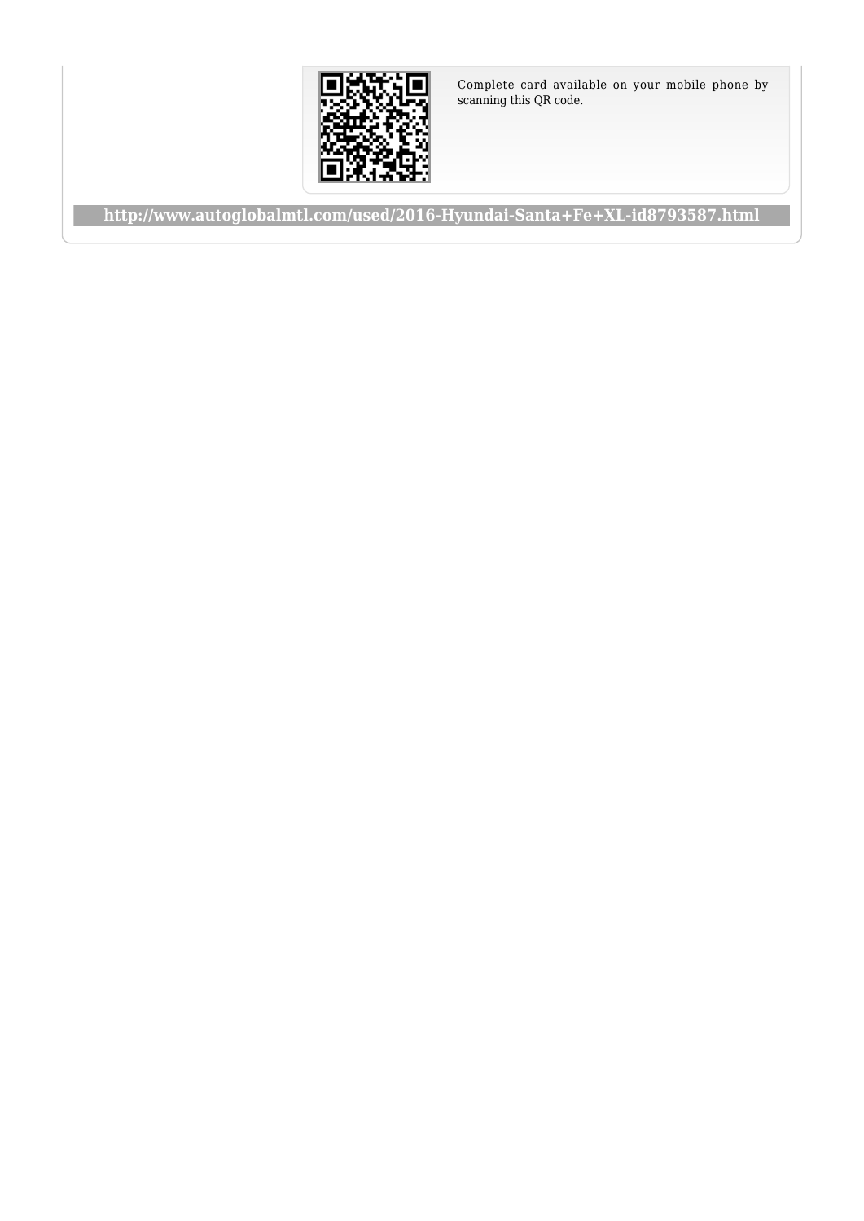Complete card available on your mobile phone by scanning this QR code.

**http://www.autoglobalmtl.com/used/2016-Hyundai-Santa+Fe+XL-id8793587.html**